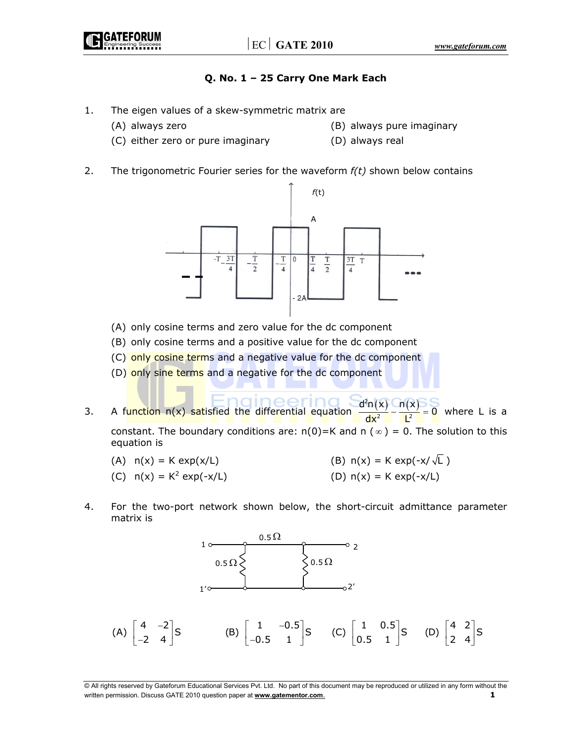## Q. No. 1 – 25 Carry One Mark Each

1. The eigen values of a skew-symmetric matrix are

   (A) always zero
   (B) always pure imaginary
   (C) either zero or pure imaginary
   (D) always real

2. The trigonometric Fourier series for the waveform *f(t)* shown below contains

   (A) only cosine terms and zero value for the dc component
   (B) only cosine terms and a positive value for the dc component
   (C) only cosine terms and a negative value for the dc component
   (D) only sine terms and a negative for the dc component

3. A function n(x) satisfied the differential equation $\frac{d^2n(x)}{dx^2} - \frac{n(x)}{L^2} = 0$ where L is a constant. The boundary conditions are: n(0)=K and n ( $\infty$ ) = 0. The solution to this equation is

   (A) $n(x) = K \exp(x/L)$
   (B) $n(x) = K \exp(-x/\sqrt{L})$
   (C) $n(x) = K^2 \exp(-x/L)$
   (D) $n(x) = K \exp(-x/L)$

4. For the two-port network shown below, the short-circuit admittance parameter matrix is

   (A) $\begin{bmatrix} 4 & -2 \\ -2 & 4 \end{bmatrix} S$
   (B) $\begin{bmatrix} 1 & -0.5 \\ -0.5 & 1 \end{bmatrix} S$
   (C) $\begin{bmatrix} 1 & 0.5 \\ 0.5 & 1 \end{bmatrix} S$
   (D) $\begin{bmatrix} 4 & 2 \\ 2 & 4 \end{bmatrix} S$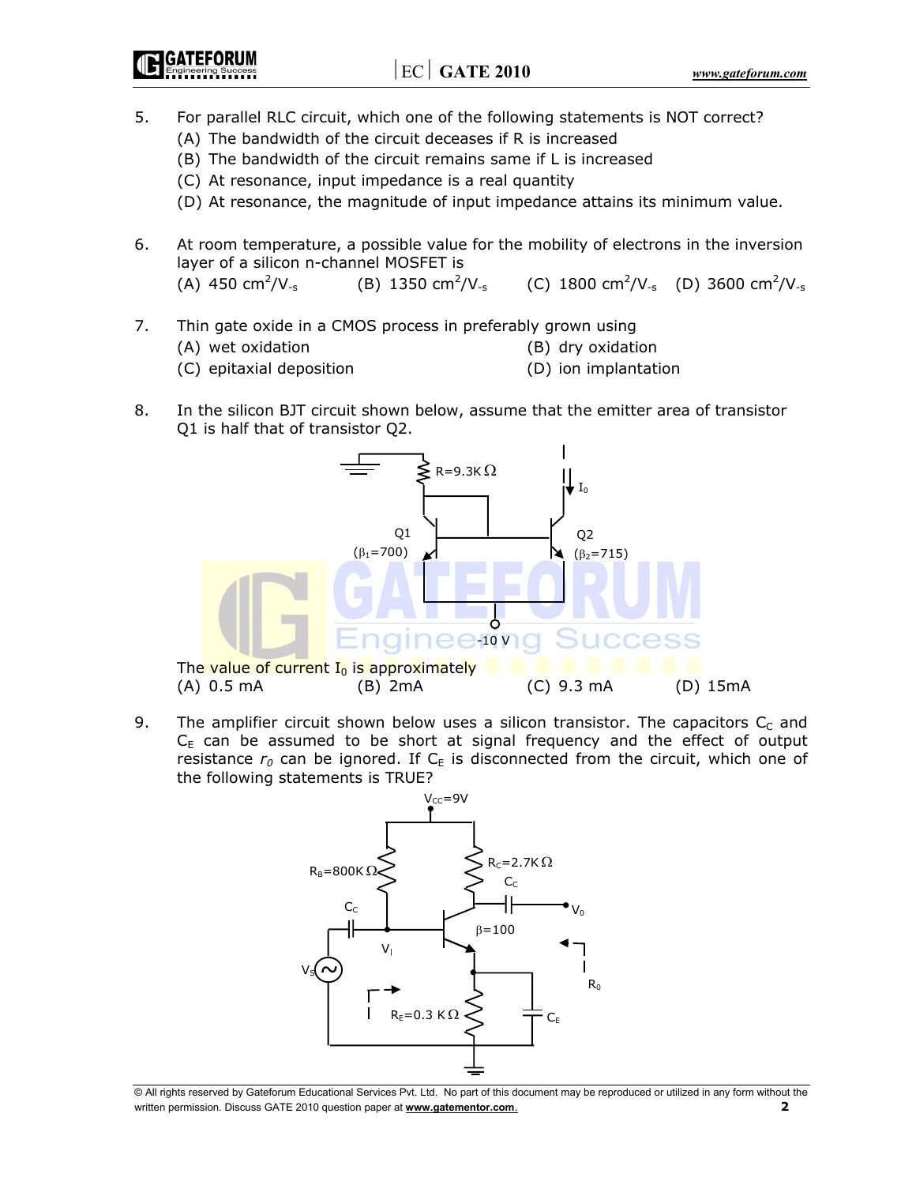5. For parallel RLC circuit, which one of the following statements is NOT correct?
   (A) The bandwidth of the circuit deceases if R is increased
   (B) The bandwidth of the circuit remains same if L is increased
   (C) At resonance, input impedance is a real quantity
   (D) At resonance, the magnitude of input impedance attains its minimum value.

6. At room temperature, a possible value for the mobility of electrons in the inversion layer of a silicon n-channel MOSFET is
   (A) 450 $cm^2/V_{-s}$ (B) 1350 $cm^2/V_{-s}$ (C) 1800 $cm^2/V_{-s}$ (D) 3600 $cm^2/V_{-s}$

7. Thin gate oxide in a CMOS process in preferably grown using
   (A) wet oxidation (B) dry oxidation
   (C) epitaxial deposition (D) ion implantation

8. In the silicon BJT circuit shown below, assume that the emitter area of transistor Q1 is half that of transistor Q2.

   R=9.3K Ω, Q1 ($\beta_1$=700), Q2 ($\beta_2$=715), $I_0$, -10 V

   The value of current $I_0$ is approximately
   (A) 0.5 mA (B) 2mA (C) 9.3 mA (D) 15mA

9. The amplifier circuit shown below uses a silicon transistor. The capacitors $C_C$ and $C_E$ can be assumed to be short at signal frequency and the effect of output resistance $r_0$ can be ignored. If $C_E$ is disconnected from the circuit, which one of the following statements is TRUE?

   $V_{CC}$=9V, $R_B$=800K Ω, $R_C$=2.7K Ω, $C_C$, $V_0$, $\beta$=100, $V_I$, $V_S$, $R_E$=0.3 KΩ, $C_E$, $R_0$, $R_I$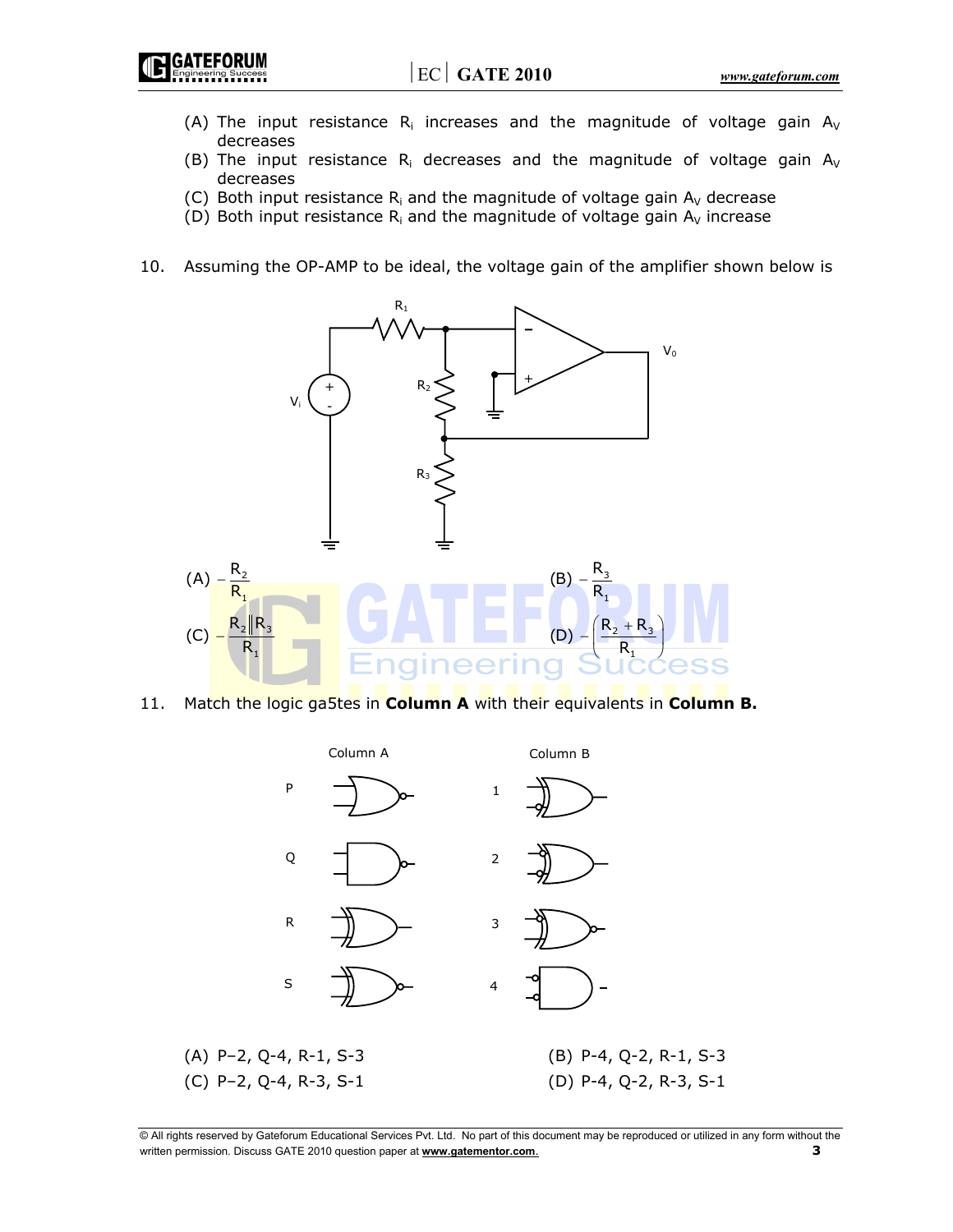(A) The input resistance $R_i$ increases and the magnitude of voltage gain $A_V$ decreases

(B) The input resistance $R_i$ decreases and the magnitude of voltage gain $A_V$ decreases

(C) Both input resistance $R_i$ and the magnitude of voltage gain $A_V$ decrease

(D) Both input resistance $R_i$ and the magnitude of voltage gain $A_V$ increase

10. Assuming the OP-AMP to be ideal, the voltage gain of the amplifier shown below is

(A) $-\frac{R_2}{R_1}$

(B) $-\frac{R_3}{R_1}$

(C) $-\frac{R_2 \| R_3}{R_1}$

(D) $-\left(\frac{R_2 + R_3}{R_1}\right)$

11. Match the logic ga5tes in **Column A** with their equivalents in **Column B.**

(A) P–2, Q-4, R-1, S-3

(B) P-4, Q-2, R-1, S-3

(C) P–2, Q-4, R-3, S-1

(D) P-4, Q-2, R-3, S-1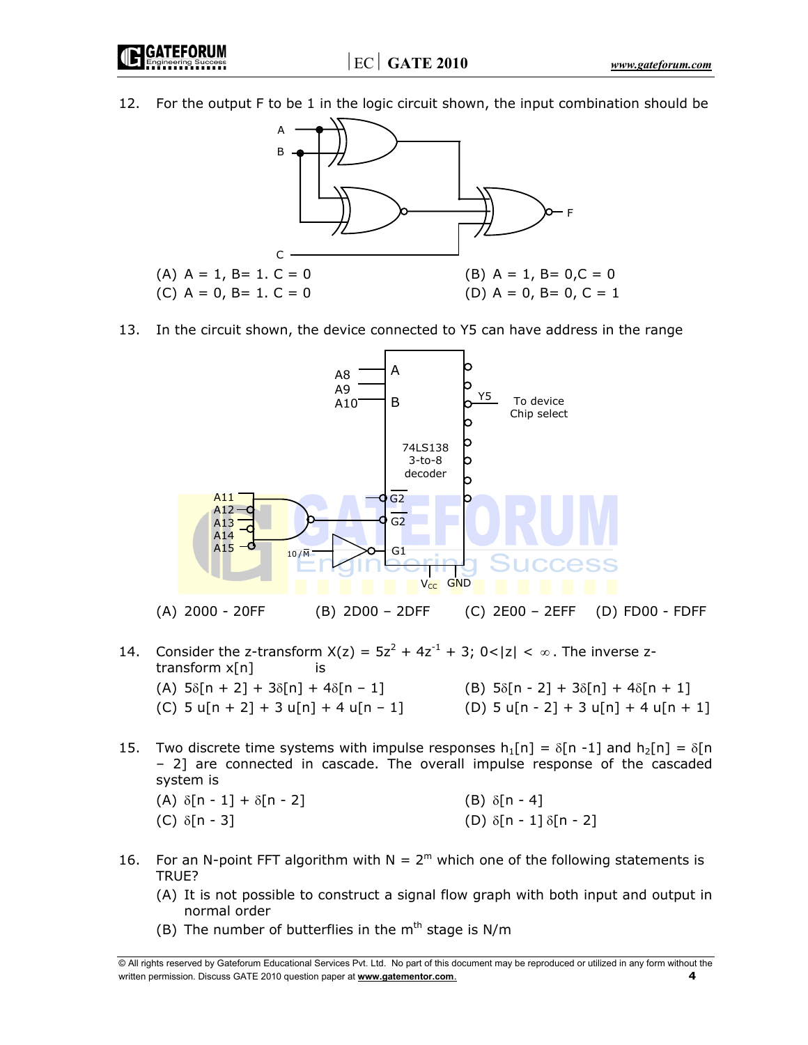12. For the output F to be 1 in the logic circuit shown, the input combination should be

(A) A = 1, B= 1. C = 0 (B) A = 1, B= 0,C = 0

(C) A = 0, B= 1. C = 0 (D) A = 0, B= 0, C = 1

13. In the circuit shown, the device connected to Y5 can have address in the range

(A) 2000 - 20FF (B) 2D00 – 2DFF (C) 2E00 – 2EFF (D) FD00 - FDFF

14. Consider the z-transform $X(z) = 5z^2 + 4z^{-1} + 3;\ 0<|z| < \infty$. The inverse z-transform x[n] is

(A) $5\delta[n + 2] + 3\delta[n] + 4\delta[n - 1]$ (B) $5\delta[n - 2] + 3\delta[n] + 4\delta[n + 1]$

(C) $5\ u[n + 2] + 3\ u[n] + 4\ u[n - 1]$ (D) $5\ u[n - 2] + 3\ u[n] + 4\ u[n + 1]$

15. Two discrete time systems with impulse responses $h_1[n] = \delta[n - 1]$ and $h_2[n] = \delta[n - 2]$ are connected in cascade. The overall impulse response of the cascaded system is

(A) $\delta[n - 1] + \delta[n - 2]$ (B) $\delta[n - 4]$

(C) $\delta[n - 3]$ (D) $\delta[n - 1]\ \delta[n - 2]$

16. For an N-point FFT algorithm with $N = 2^m$ which one of the following statements is TRUE?

(A) It is not possible to construct a signal flow graph with both input and output in normal order

(B) The number of butterflies in the $m^{th}$ stage is N/m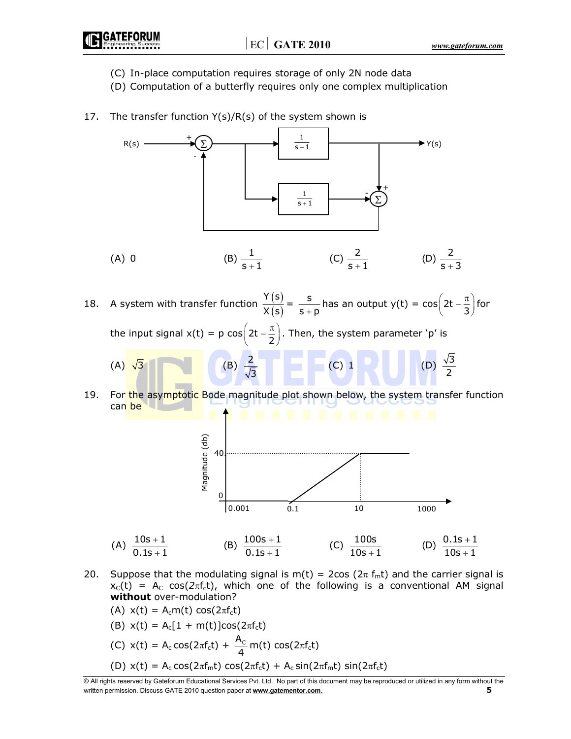(C) In-place computation requires storage of only 2N node data

(D) Computation of a butterfly requires only one complex multiplication

17. The transfer function Y(s)/R(s) of the system shown is

(A) 0 (B) $\frac{1}{s+1}$ (C) $\frac{2}{s+1}$ (D) $\frac{2}{s+3}$

18. A system with transfer function $\frac{Y(s)}{X(s)} = \frac{s}{s+p}$ has an output $y(t) = \cos\left(2t - \frac{\pi}{3}\right)$ for the input signal $x(t) = p\cos\left(2t - \frac{\pi}{2}\right)$. Then, the system parameter 'p' is

(A) $\sqrt{3}$ (B) $\frac{2}{\sqrt{3}}$ (C) 1 (D) $\frac{\sqrt{3}}{2}$

19. For the asymptotic Bode magnitude plot shown below, the system transfer function can be

(A) $\frac{10s+1}{0.1s+1}$ (B) $\frac{100s+1}{0.1s+1}$ (C) $\frac{100s}{10s+1}$ (D) $\frac{0.1s+1}{10s+1}$

20. Suppose that the modulating signal is $m(t) = 2\cos(2\pi f_m t)$ and the carrier signal is $x_C(t) = A_C \cos(2\pi f_c t)$, which one of the following is a conventional AM signal **without** over-modulation?

(A) $x(t) = A_c m(t)\cos(2\pi f_c t)$

(B) $x(t) = A_c[1 + m(t)]\cos(2\pi f_c t)$

(C) $x(t) = A_c\cos(2\pi f_c t) + \frac{A_C}{4} m(t)\cos(2\pi f_c t)$

(D) $x(t) = A_c\cos(2\pi f_m t)\cos(2\pi f_c t) + A_c\sin(2\pi f_m t)\sin(2\pi f_c t)$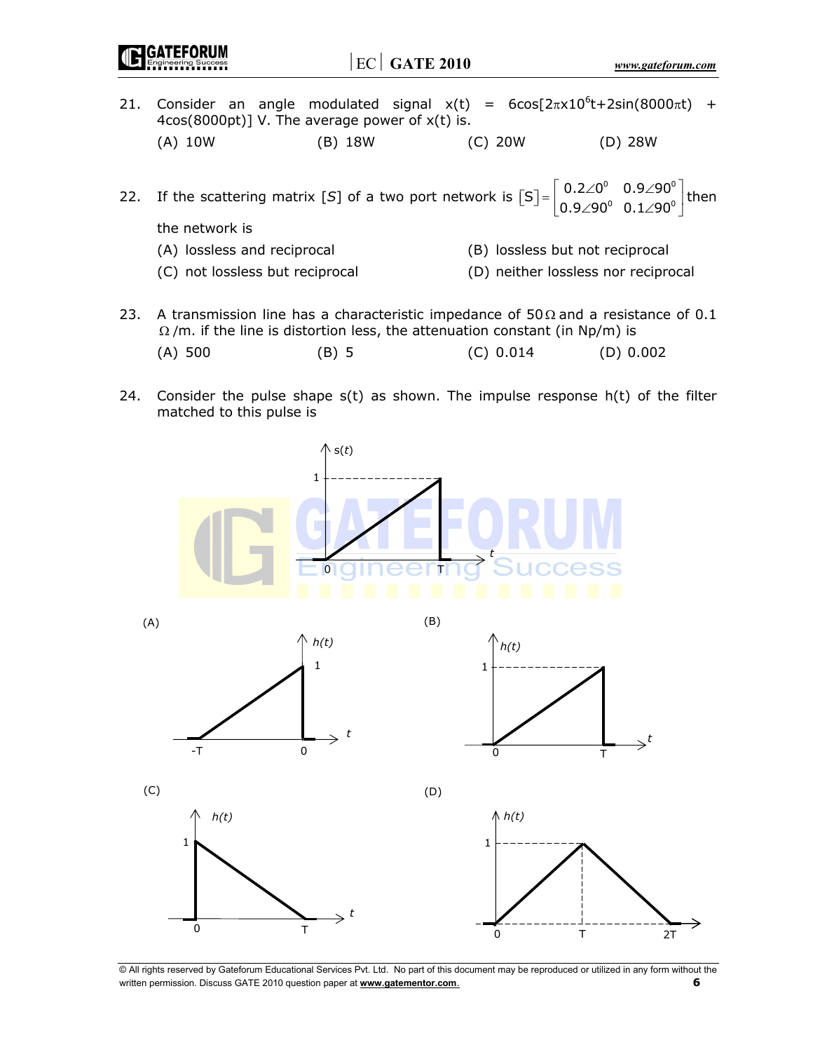21. Consider an angle modulated signal $x(t) = 6\cos[2\pi x 10^6 t + 2\sin(8000\pi t) + 4\cos(8000pt)]$ V. The average power of x(t) is.

    (A) 10W (B) 18W (C) 20W (D) 28W

22. If the scattering matrix [S] of a two port network is $[S] = \begin{bmatrix} 0.2\angle 0^0 & 0.9\angle 90^0 \\ 0.9\angle 90^0 & 0.1\angle 90^0 \end{bmatrix}$ then the network is

    (A) lossless and reciprocal
    (B) lossless but not reciprocal
    (C) not lossless but reciprocal
    (D) neither lossless nor reciprocal

23. A transmission line has a characteristic impedance of $50\Omega$ and a resistance of 0.1 $\Omega$/m. if the line is distortion less, the attenuation constant (in Np/m) is

    (A) 500 (B) 5 (C) 0.014 (D) 0.002

24. Consider the pulse shape s(t) as shown. The impulse response h(t) of the filter matched to this pulse is

    (A) (B) (C) (D)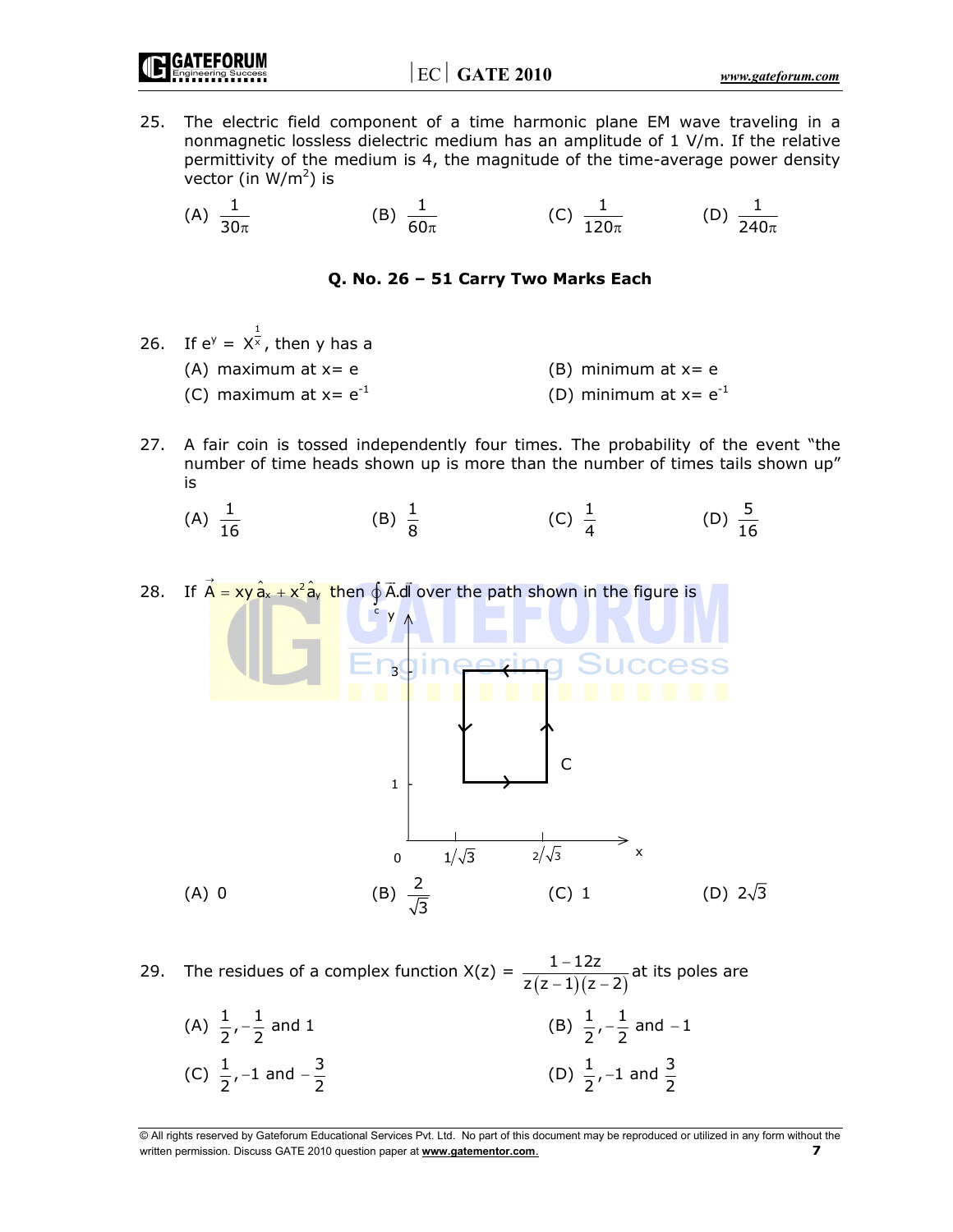25. The electric field component of a time harmonic plane EM wave traveling in a nonmagnetic lossless dielectric medium has an amplitude of 1 V/m. If the relative permittivity of the medium is 4, the magnitude of the time-average power density vector (in $W/m^2$) is

(A) $\frac{1}{30\pi}$ (B) $\frac{1}{60\pi}$ (C) $\frac{1}{120\pi}$ (D) $\frac{1}{240\pi}$

### Q. No. 26 – 51 Carry Two Marks Each

26. If $e^y = x^{\frac{1}{x}}$, then y has a

(A) maximum at x= e (B) minimum at x= e

(C) maximum at x= $e^{-1}$ (D) minimum at x= $e^{-1}$

27. A fair coin is tossed independently four times. The probability of the event "the number of time heads shown up is more than the number of times tails shown up" is

(A) $\frac{1}{16}$ (B) $\frac{1}{8}$ (C) $\frac{1}{4}$ (D) $\frac{5}{16}$

28. If $\vec{A} = xy\,\hat{a}_x + x^2\hat{a}_y$ then $\oint_c \vec{A}.d\vec{l}$ over the path shown in the figure is

(Figure: rectangular closed path C with corners at $x = 1/\sqrt{3}$, $x = 2/\sqrt{3}$ and $y = 1$, $y = 3$, traversed counterclockwise)

(A) 0 (B) $\frac{2}{\sqrt{3}}$ (C) 1 (D) $2\sqrt{3}$

29. The residues of a complex function $X(z) = \frac{1-12z}{z(z-1)(z-2)}$ at its poles are

(A) $\frac{1}{2}, -\frac{1}{2}$ and 1 (B) $\frac{1}{2}, -\frac{1}{2}$ and $-1$

(C) $\frac{1}{2}, -1$ and $-\frac{3}{2}$ (D) $\frac{1}{2}, -1$ and $\frac{3}{2}$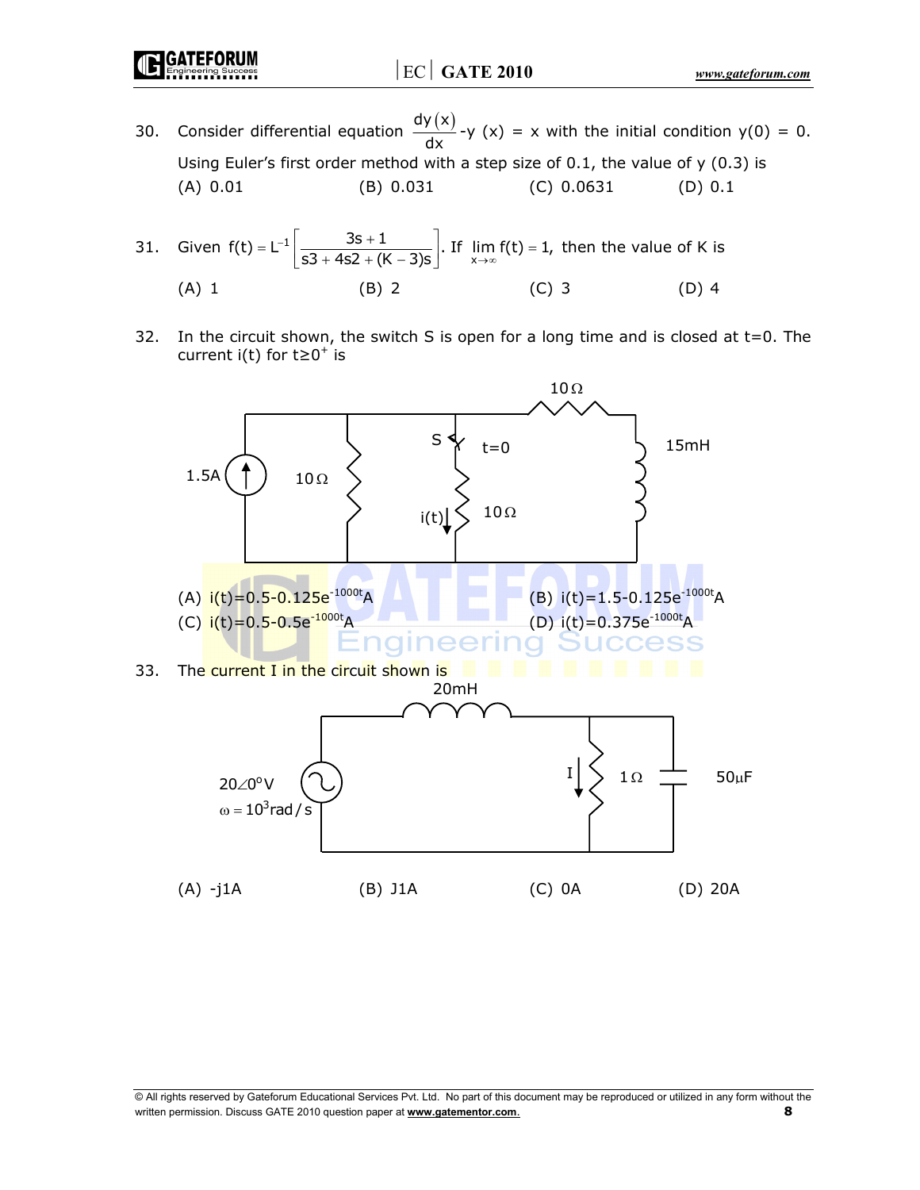30. Consider differential equation $\frac{dy(x)}{dx}$-y (x) = x with the initial condition y(0) = 0. Using Euler's first order method with a step size of 0.1, the value of y (0.3) is

(A) 0.01 (B) 0.031 (C) 0.0631 (D) 0.1

31. Given $f(t) = L^{-1}\left[\frac{3s+1}{s3 + 4s2 + (K-3)s}\right]$. If $\lim_{x\to\infty} f(t) = 1$, then the value of K is

(A) 1 (B) 2 (C) 3 (D) 4

32. In the circuit shown, the switch S is open for a long time and is closed at t=0. The current i(t) for $t \geq 0^+$ is

(A) $i(t)=0.5-0.125e^{-1000t}A$ (B) $i(t)=1.5-0.125e^{-1000t}A$

(C) $i(t)=0.5-0.5e^{-1000t}A$ (D) $i(t)=0.375e^{-1000t}A$

33. The current I in the circuit shown is

(A) -j1A (B) J1A (C) 0A (D) 20A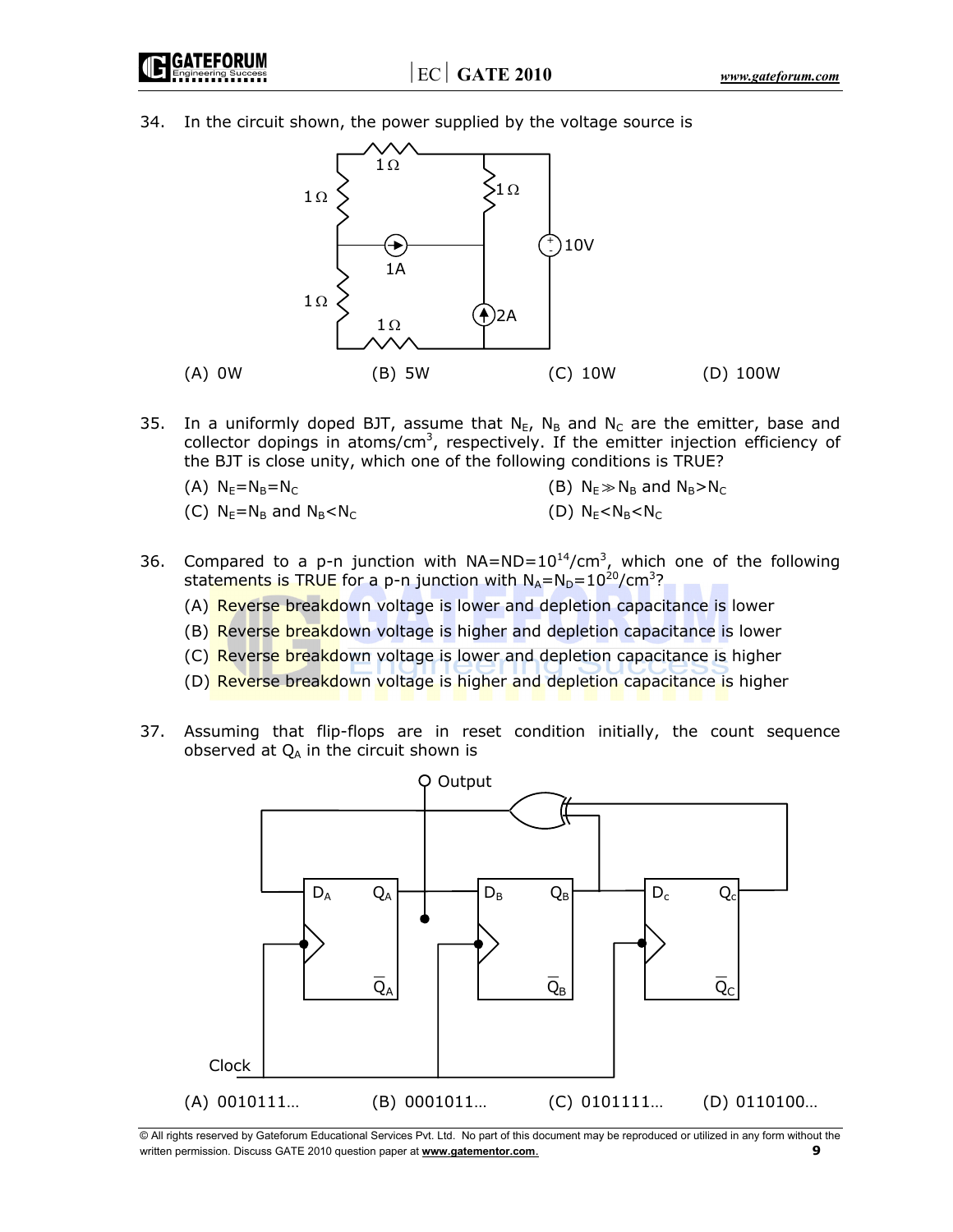34. In the circuit shown, the power supplied by the voltage source is

(A) 0W (B) 5W (C) 10W (D) 100W

35. In a uniformly doped BJT, assume that $N_E$, $N_B$ and $N_C$ are the emitter, base and collector dopings in atoms/cm$^3$, respectively. If the emitter injection efficiency of the BJT is close unity, which one of the following conditions is TRUE?

(A) $N_E=N_B=N_C$

(B) $N_E \gg N_B$ and $N_B>N_C$

(C) $N_E=N_B$ and $N_B<N_C$

(D) $N_E<N_B<N_C$

36. Compared to a p-n junction with $NA=ND=10^{14}/cm^3$, which one of the following statements is TRUE for a p-n junction with $N_A=N_D=10^{20}/cm^3$?

(A) Reverse breakdown voltage is lower and depletion capacitance is lower

(B) Reverse breakdown voltage is higher and depletion capacitance is lower

(C) Reverse breakdown voltage is lower and depletion capacitance is higher

(D) Reverse breakdown voltage is higher and depletion capacitance is higher

37. Assuming that flip-flops are in reset condition initially, the count sequence observed at $Q_A$ in the circuit shown is

(A) 0010111… (B) 0001011… (C) 0101111… (D) 0110100…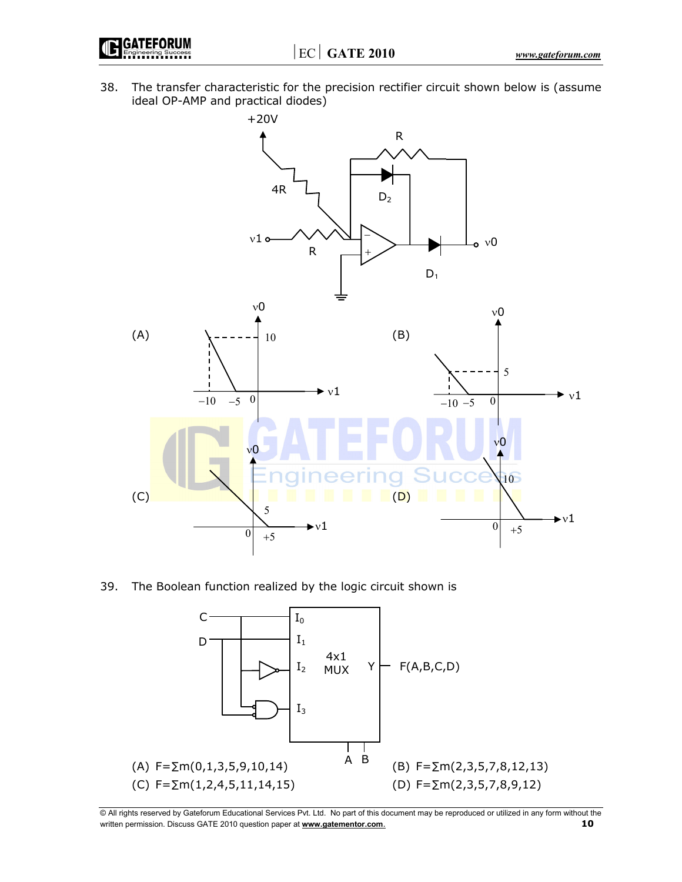38. The transfer characteristic for the precision rectifier circuit shown below is (assume ideal OP-AMP and practical diodes)

(A)

(B)

(C)

(D)

39. The Boolean function realized by the logic circuit shown is

(A) $F = \sum m(0,1,3,5,9,10,14)$

(B) $F = \sum m(2,3,5,7,8,12,13)$

(C) $F = \sum m(1,2,4,5,11,14,15)$

(D) $F = \sum m(2,3,5,7,8,9,12)$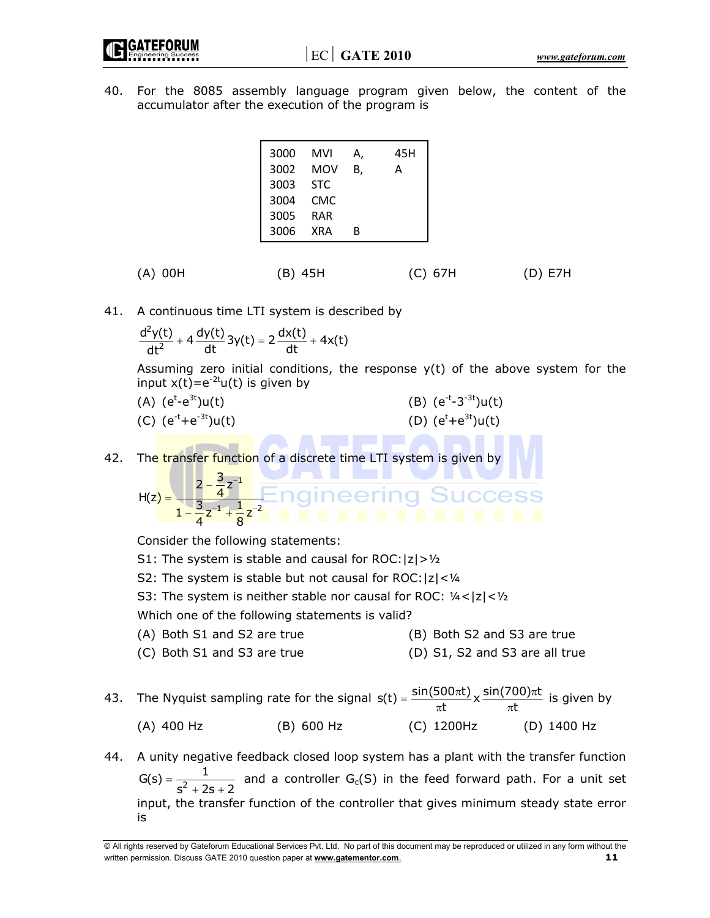40. For the 8085 assembly language program given below, the content of the accumulator after the execution of the program is

```
3000   MVI   A,   45H
3002   MOV   B,   A
3003   STC
3004   CMC
3005   RAR
3006   XRA   B
```

(A) 00H (B) 45H (C) 67H (D) E7H

41. A continuous time LTI system is described by

$$\frac{d^2y(t)}{dt^2} + 4\frac{dy(t)}{dt}3y(t) = 2\frac{dx(t)}{dt} + 4x(t)$$

Assuming zero initial conditions, the response y(t) of the above system for the input $x(t)=e^{-2t}u(t)$ is given by

(A) $(e^{t}-e^{3t})u(t)$ (B) $(e^{-t}-3^{-3t})u(t)$

(C) $(e^{-t}+e^{-3t})u(t)$ (D) $(e^{t}+e^{3t})u(t)$

42. The transfer function of a discrete time LTI system is given by

$$H(z) = \frac{2 - \frac{3}{4}z^{-1}}{1 - \frac{3}{4}z^{-1} + \frac{1}{8}z^{-2}}$$

Consider the following statements:

S1: The system is stable and causal for ROC: $|z| > ½$

S2: The system is stable but not causal for ROC: $|z| < ¼$

S3: The system is neither stable nor causal for ROC: $¼ < |z| < ½$

Which one of the following statements is valid?

(A) Both S1 and S2 are true (B) Both S2 and S3 are true

(C) Both S1 and S3 are true (D) S1, S2 and S3 are all true

43. The Nyquist sampling rate for the signal $s(t) = \frac{\sin(500\pi t)}{\pi t} \times \frac{\sin(700)\pi t}{\pi t}$ is given by

(A) 400 Hz (B) 600 Hz (C) 1200Hz (D) 1400 Hz

44. A unity negative feedback closed loop system has a plant with the transfer function $G(s) = \frac{1}{s^2 + 2s + 2}$ and a controller $G_c(S)$ in the feed forward path. For a unit set input, the transfer function of the controller that gives minimum steady state error is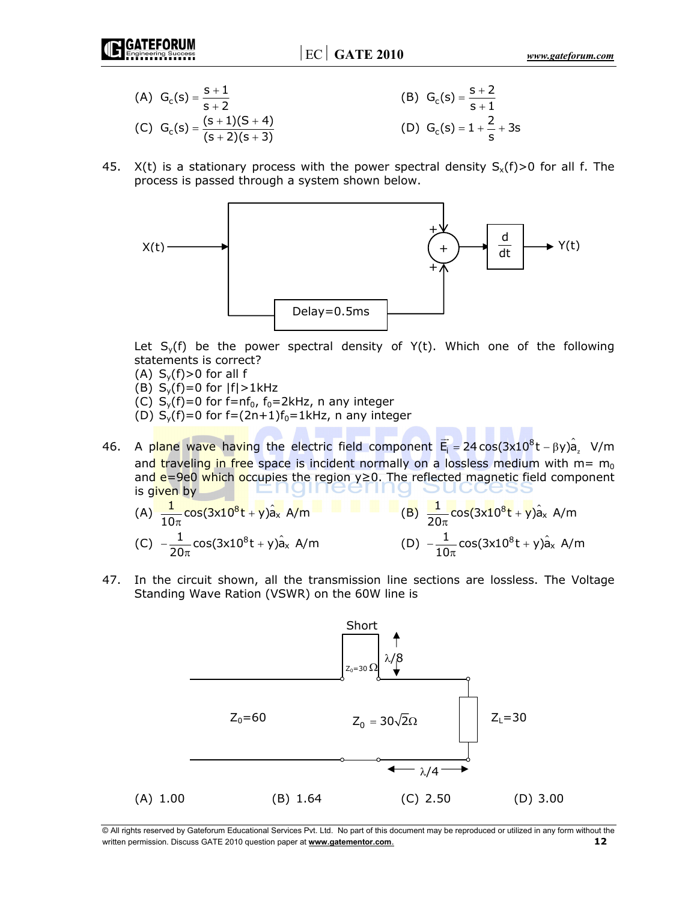(A) $G_c(s) = \frac{s+1}{s+2}$ (B) $G_c(s) = \frac{s+2}{s+1}$

(C) $G_c(s) = \frac{(s+1)(S+4)}{(s+2)(s+3)}$ (D) $G_c(s) = 1 + \frac{2}{s} + 3s$

45. X(t) is a stationary process with the power spectral density $S_x(f)>0$ for all f. The process is passed through a system shown below.

Let $S_y(f)$ be the power spectral density of Y(t). Which one of the following statements is correct?

(A) $S_y(f)>0$ for all f

(B) $S_y(f)=0$ for $|f|>1$kHz

(C) $S_y(f)=0$ for $f=nf_0$, $f_0=2$kHz, n any integer

(D) $S_y(f)=0$ for $f=(2n+1)f_0=1$kHz, n any integer

46. A plane wave having the electric field component $\vec{E}_i = 24\cos(3\text{x}10^8 t - \beta y)\hat{a}_z$ V/m and traveling in free space is incident normally on a lossless medium with m= $m_0$ and e=9e0 which occupies the region y≥0. The reflected magnetic field component is given by

(A) $\frac{1}{10\pi}\cos(3\text{x}10^8 t + y)\hat{a}_x$ A/m (B) $\frac{1}{20\pi}\cos(3\text{x}10^8 t + y)\hat{a}_x$ A/m

(C) $-\frac{1}{20\pi}\cos(3\text{x}10^8 t + y)\hat{a}_x$ A/m (D) $-\frac{1}{10\pi}\cos(3\text{x}10^8 t + y)\hat{a}_x$ A/m

47. In the circuit shown, all the transmission line sections are lossless. The Voltage Standing Wave Ration (VSWR) on the 60W line is

(A) 1.00 (B) 1.64 (C) 2.50 (D) 3.00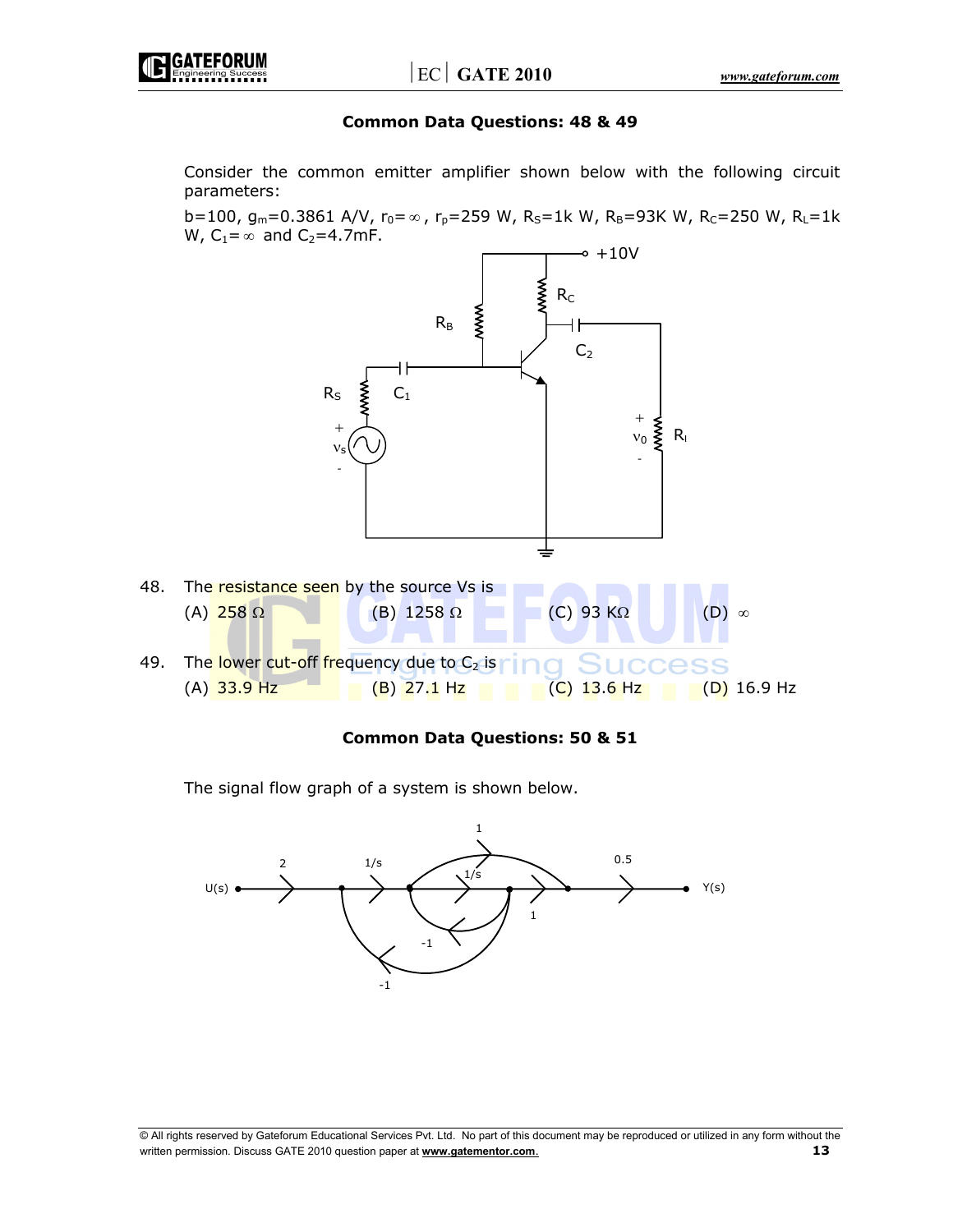**Common Data Questions: 48 & 49**

Consider the common emitter amplifier shown below with the following circuit parameters:

b=100, $g_m$=0.3861 A/V, $r_0=\infty$, $r_p$=259 W, $R_S$=1k W, $R_B$=93K W, $R_C$=250 W, $R_L$=1k W, $C_1=\infty$ and $C_2$=4.7mF.

48. The resistance seen by the source Vs is

    (A) 258 Ω (B) 1258 Ω (C) 93 KΩ (D) $\infty$

49. The lower cut-off frequency due to $C_2$ is

    (A) 33.9 Hz (B) 27.1 Hz (C) 13.6 Hz (D) 16.9 Hz

**Common Data Questions: 50 & 51**

The signal flow graph of a system is shown below.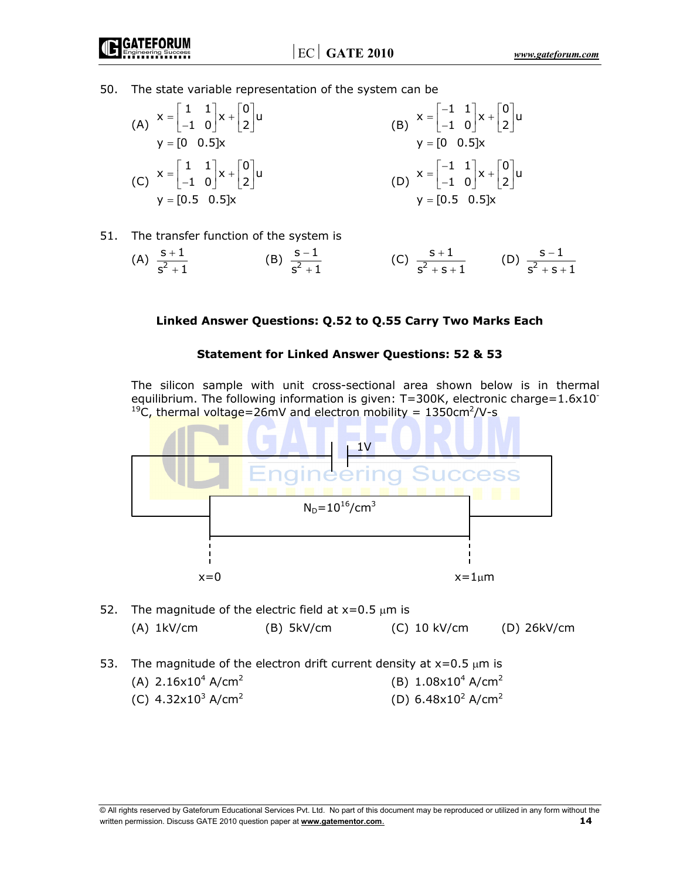50. The state variable representation of the system can be

(A) $x = \begin{bmatrix} 1 & 1 \\ -1 & 0 \end{bmatrix} x + \begin{bmatrix} 0 \\ 2 \end{bmatrix} u$
$y = [0 \quad 0.5] x$

(B) $x = \begin{bmatrix} -1 & 1 \\ -1 & 0 \end{bmatrix} x + \begin{bmatrix} 0 \\ 2 \end{bmatrix} u$
$y = [0 \quad 0.5] x$

(C) $x = \begin{bmatrix} 1 & 1 \\ -1 & 0 \end{bmatrix} x + \begin{bmatrix} 0 \\ 2 \end{bmatrix} u$
$y = [0.5 \quad 0.5] x$

(D) $x = \begin{bmatrix} -1 & 1 \\ -1 & 0 \end{bmatrix} x + \begin{bmatrix} 0 \\ 2 \end{bmatrix} u$
$y = [0.5 \quad 0.5] x$

51. The transfer function of the system is

(A) $\frac{s+1}{s^2+1}$ (B) $\frac{s-1}{s^2+1}$ (C) $\frac{s+1}{s^2+s+1}$ (D) $\frac{s-1}{s^2+s+1}$

## Linked Answer Questions: Q.52 to Q.55 Carry Two Marks Each

### Statement for Linked Answer Questions: 52 & 53

The silicon sample with unit cross-sectional area shown below is in thermal equilibrium. The following information is given: T=300K, electronic charge=$1.6 \times 10^{-19}$C, thermal voltage=26mV and electron mobility = $1350 cm^2/V\text{-}s$

1V

$N_D = 10^{16}/cm^3$

x=0 x=1μm

52. The magnitude of the electric field at x=0.5 μm is

(A) 1kV/cm (B) 5kV/cm (C) 10 kV/cm (D) 26kV/cm

53. The magnitude of the electron drift current density at x=0.5 μm is

(A) $2.16 \times 10^4$ A/cm$^2$ (B) $1.08 \times 10^4$ A/cm$^2$
(C) $4.32 \times 10^3$ A/cm$^2$ (D) $6.48 \times 10^2$ A/cm$^2$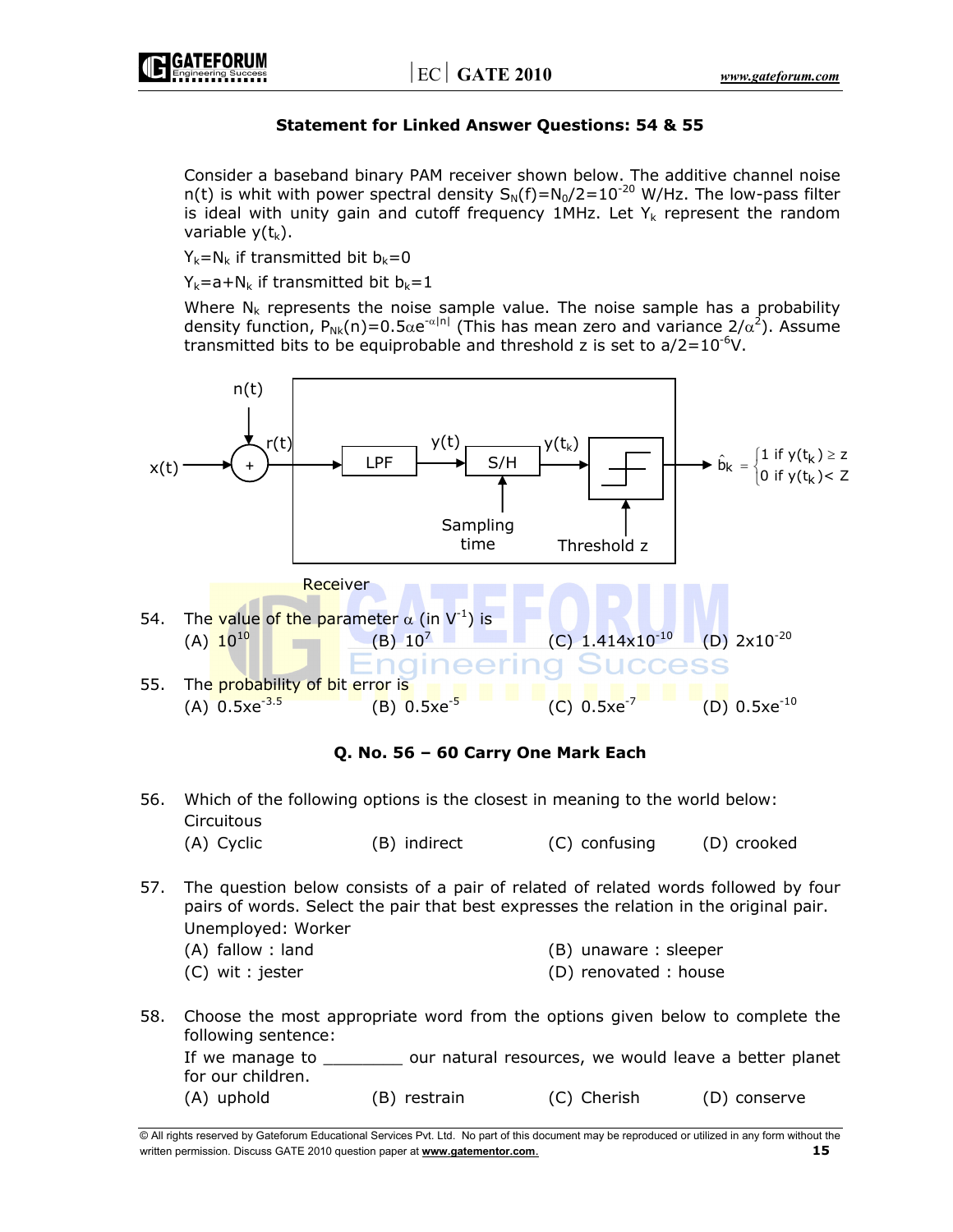**Statement for Linked Answer Questions: 54 & 55**

Consider a baseband binary PAM receiver shown below. The additive channel noise n(t) is whit with power spectral density $S_N(f)=N_0/2=10^{-20}$ W/Hz. The low-pass filter is ideal with unity gain and cutoff frequency 1MHz. Let $Y_k$ represent the random variable $y(t_k)$.

$Y_k=N_k$ if transmitted bit $b_k=0$

$Y_k=a+N_k$ if transmitted bit $b_k=1$

Where $N_k$ represents the noise sample value. The noise sample has a probability density function, $P_{N_k}(n)=0.5\alpha e^{-\alpha|n|}$ (This has mean zero and variance $2/\alpha^2$). Assume transmitted bits to be equiprobable and threshold z is set to $a/2=10^{-6}$V.

x(t) → (+) with n(t) → r(t) → LPF → y(t) → S/H (Sampling time) → $y(t_k)$ → Threshold z → $\hat{b}_k = \begin{cases} 1 \text{ if } y(t_k) \geq z \\ 0 \text{ if } y(t_k) < Z \end{cases}$

Receiver

54. The value of the parameter $\alpha$ (in $V^{-1}$) is
    (A) $10^{10}$ (B) $10^{7}$ (C) $1.414\text{x}10^{-10}$ (D) $2\text{x}10^{-20}$

55. The probability of bit error is
    (A) $0.5\text{x}e^{-3.5}$ (B) $0.5\text{x}e^{-5}$ (C) $0.5\text{x}e^{-7}$ (D) $0.5\text{x}e^{-10}$

**Q. No. 56 – 60 Carry One Mark Each**

56. Which of the following options is the closest in meaning to the world below:
    Circuitous
    (A) Cyclic (B) indirect (C) confusing (D) crooked

57. The question below consists of a pair of related of related words followed by four pairs of words. Select the pair that best expresses the relation in the original pair.
    Unemployed: Worker
    (A) fallow : land (B) unaware : sleeper
    (C) wit : jester (D) renovated : house

58. Choose the most appropriate word from the options given below to complete the following sentence:
    If we manage to ________ our natural resources, we would leave a better planet for our children.
    (A) uphold (B) restrain (C) Cherish (D) conserve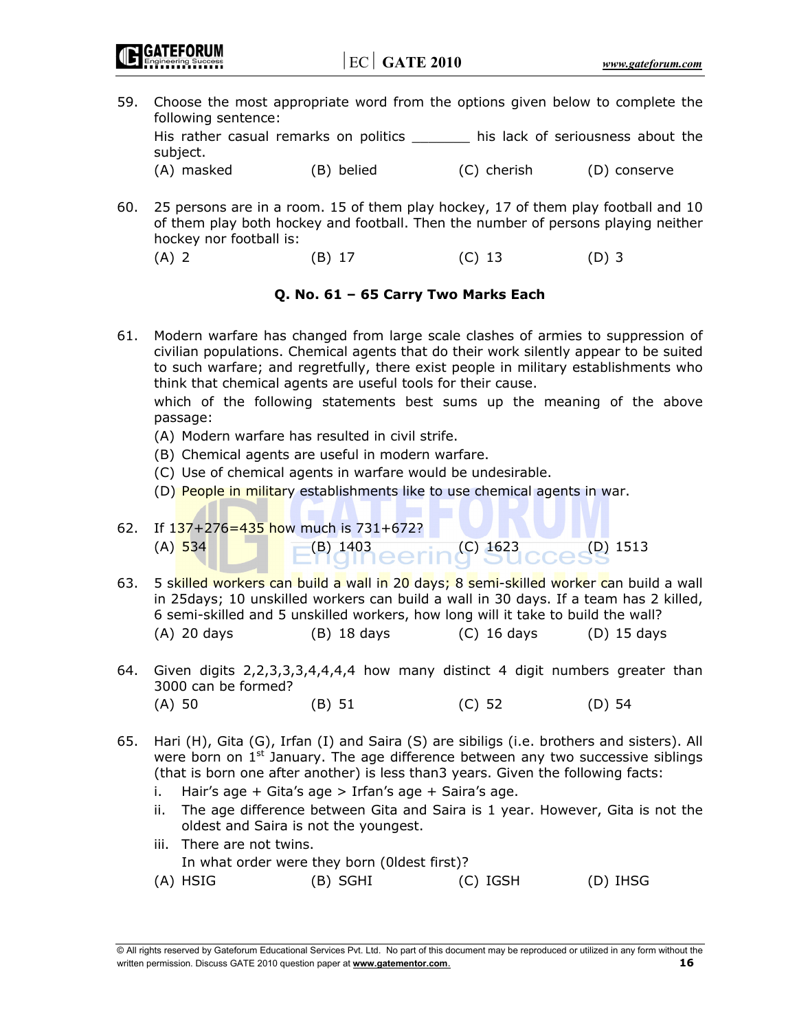59. Choose the most appropriate word from the options given below to complete the following sentence:

    His rather casual remarks on politics _______ his lack of seriousness about the subject.

    (A) masked (B) belied (C) cherish (D) conserve

60. 25 persons are in a room. 15 of them play hockey, 17 of them play football and 10 of them play both hockey and football. Then the number of persons playing neither hockey nor football is:

    (A) 2 (B) 17 (C) 13 (D) 3

**Q. No. 61 – 65 Carry Two Marks Each**

61. Modern warfare has changed from large scale clashes of armies to suppression of civilian populations. Chemical agents that do their work silently appear to be suited to such warfare; and regretfully, there exist people in military establishments who think that chemical agents are useful tools for their cause.

    which of the following statements best sums up the meaning of the above passage:

    (A) Modern warfare has resulted in civil strife.
    (B) Chemical agents are useful in modern warfare.
    (C) Use of chemical agents in warfare would be undesirable.
    (D) People in military establishments like to use chemical agents in war.

62. If 137+276=435 how much is 731+672?

    (A) 534 (B) 1403 (C) 1623 (D) 1513

63. 5 skilled workers can build a wall in 20 days; 8 semi-skilled worker can build a wall in 25days; 10 unskilled workers can build a wall in 30 days. If a team has 2 killed, 6 semi-skilled and 5 unskilled workers, how long will it take to build the wall?

    (A) 20 days (B) 18 days (C) 16 days (D) 15 days

64. Given digits 2,2,3,3,3,4,4,4,4 how many distinct 4 digit numbers greater than 3000 can be formed?

    (A) 50 (B) 51 (C) 52 (D) 54

65. Hari (H), Gita (G), Irfan (I) and Saira (S) are sibiligs (i.e. brothers and sisters). All were born on 1st January. The age difference between any two successive siblings (that is born one after another) is less than3 years. Given the following facts:

    i. Hair's age + Gita's age > Irfan's age + Saira's age.
    ii. The age difference between Gita and Saira is 1 year. However, Gita is not the oldest and Saira is not the youngest.
    iii. There are not twins.

    In what order were they born (0ldest first)?

    (A) HSIG (B) SGHI (C) IGSH (D) IHSG